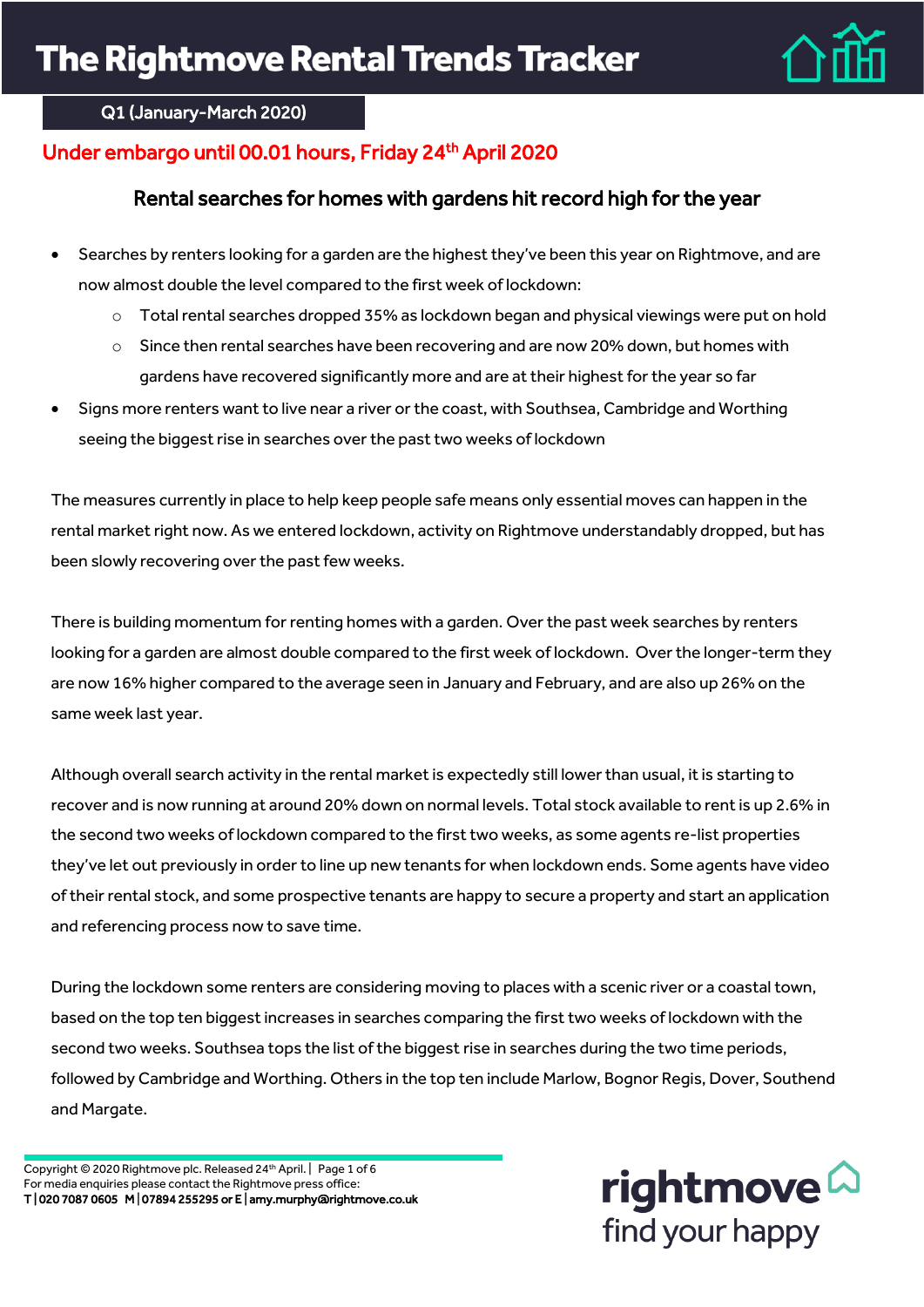# The Rightmove Rental Trends Tracker

Q1 (January-March 2020)

**Under embargo until 00.01 hours, Friday 24th April 2020**

## Rental searches for homes with gardens hit record high for the year

- Searches by renters looking for a garden are the highest they've been this year on Rightmove, and are now almost double the level compared to the first week of lockdown:
  - Total rental searches dropped 35% as lockdown began and physical viewings were put on hold
  - Since then rental searches have been recovering and are now 20% down, but homes with gardens have recovered significantly more and are at their highest for the year so far
- Signs more renters want to live near a river or the coast, with Southsea, Cambridge and Worthing seeing the biggest rise in searches over the past two weeks of lockdown

The measures currently in place to help keep people safe means only essential moves can happen in the rental market right now. As we entered lockdown, activity on Rightmove understandably dropped, but has been slowly recovering over the past few weeks.

There is building momentum for renting homes with a garden. Over the past week searches by renters looking for a garden are almost double compared to the first week of lockdown. Over the longer-term they are now 16% higher compared to the average seen in January and February, and are also up 26% on the same week last year.

Although overall search activity in the rental market is expectedly still lower than usual, it is starting to recover and is now running at around 20% down on normal levels. Total stock available to rent is up 2.6% in the second two weeks of lockdown compared to the first two weeks, as some agents re-list properties they've let out previously in order to line up new tenants for when lockdown ends. Some agents have video of their rental stock, and some prospective tenants are happy to secure a property and start an application and referencing process now to save time.

During the lockdown some renters are considering moving to places with a scenic river or a coastal town, based on the top ten biggest increases in searches comparing the first two weeks of lockdown with the second two weeks. Southsea tops the list of the biggest rise in searches during the two time periods, followed by Cambridge and Worthing. Others in the top ten include Marlow, Bognor Regis, Dover, Southend and Margate.

Copyright © 2020 Rightmove plc. Released 24th April.
For media enquiries please contact the Rightmove press office:
T | 020 7087 0605 M | 07894 255295 or E | amy.murphy@rightmove.co.uk

rightmove
find your happy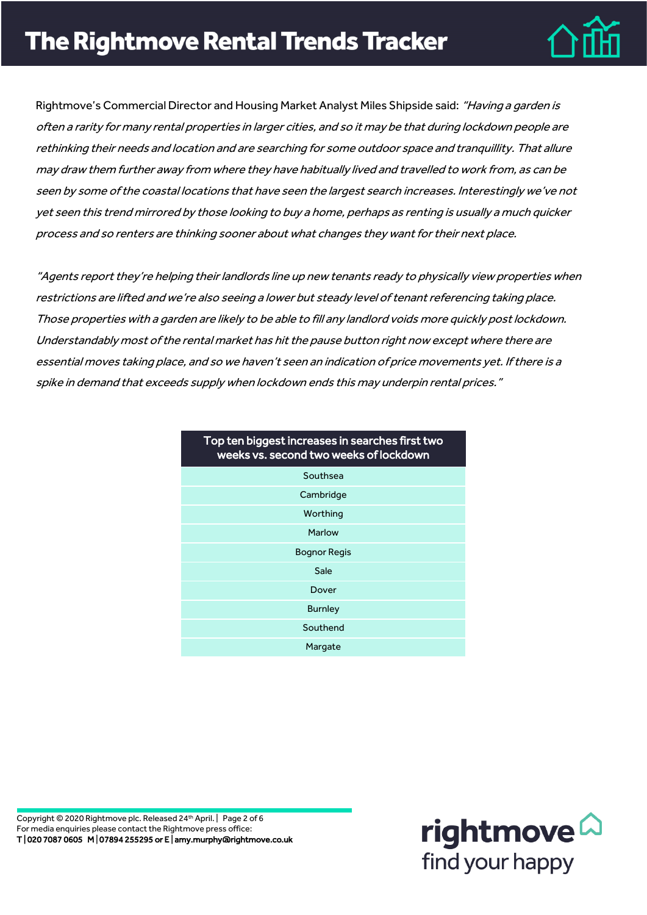Rightmove's Commercial Director and Housing Market Analyst Miles Shipside said: *"Having a garden is often a rarity for many rental properties in larger cities, and so it may be that during lockdown people are rethinking their needs and location and are searching for some outdoor space and tranquillity. That allure may draw them further away from where they have habitually lived and travelled to work from, as can be seen by some of the coastal locations that have seen the largest search increases. Interestingly we've not yet seen this trend mirrored by those looking to buy a home, perhaps as renting is usually a much quicker process and so renters are thinking sooner about what changes they want for their next place.*

*"Agents report they're helping their landlords line up new tenants ready to physically view properties when restrictions are lifted and we're also seeing a lower but steady level of tenant referencing taking place. Those properties with a garden are likely to be able to fill any landlord voids more quickly post lockdown. Understandably most of the rental market has hit the pause button right now except where there are essential moves taking place, and so we haven't seen an indication of price movements yet. If there is a spike in demand that exceeds supply when lockdown ends this may underpin rental prices."*

| Top ten biggest increases in searches first two weeks vs. second two weeks of lockdown |
|---|
| Southsea |
| Cambridge |
| Worthing |
| Marlow |
| Bognor Regis |
| Sale |
| Dover |
| Burnley |
| Southend |
| Margate |

Copyright © 2020 Rightmove plc. Released 24th April.
For media enquiries please contact the Rightmove press office:
**T | 020 7087 0605 M | 07894 255295 or E | amy.murphy@rightmove.co.uk**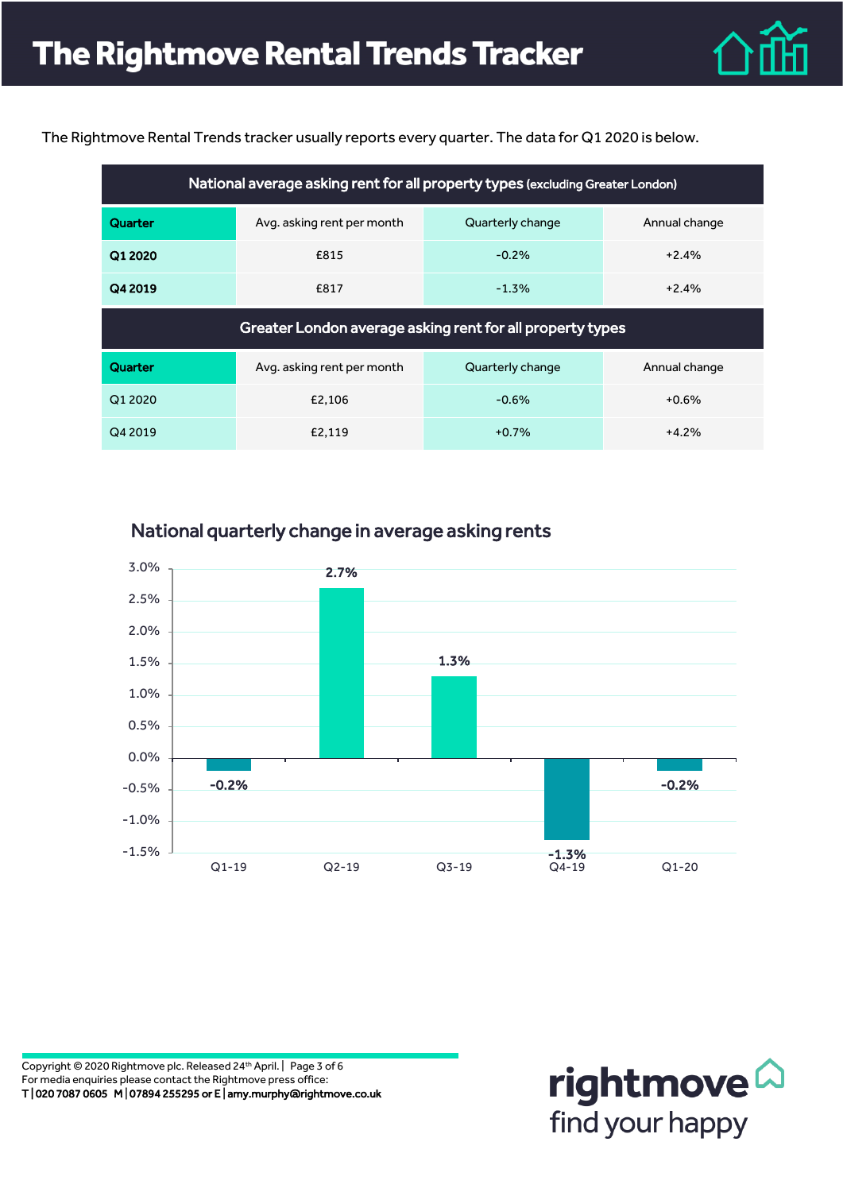# The Rightmove Rental Trends Tracker

The Rightmove Rental Trends tracker usually reports every quarter. The data for Q1 2020 is below.

| National average asking rent for all property types (excluding Greater London) | | | |
|---|---|---|---|
| **Quarter** | Avg. asking rent per month | Quarterly change | Annual change |
| **Q1 2020** | £815 | -0.2% | +2.4% |
| **Q4 2019** | £817 | -1.3% | +2.4% |

| Greater London average asking rent for all property types | | | |
|---|---|---|---|
| **Quarter** | Avg. asking rent per month | Quarterly change | Annual change |
| Q1 2020 | £2,106 | -0.6% | +0.6% |
| Q4 2019 | £2,119 | +0.7% | +4.2% |

## National quarterly change in average asking rents

| Quarter | Change |
|---|---|
| Q1-19 | -0.2% |
| Q2-19 | 2.7% |
| Q3-19 | 1.3% |
| Q4-19 | -1.3% |
| Q1-20 | -0.2% |

Copyright © 2020 Rightmove plc. Released 24th April.

For media enquiries please contact the Rightmove press office:

**T | 020 7087 0605 M | 07894 255295 or E | amy.murphy@rightmove.co.uk**

rightmove find your happy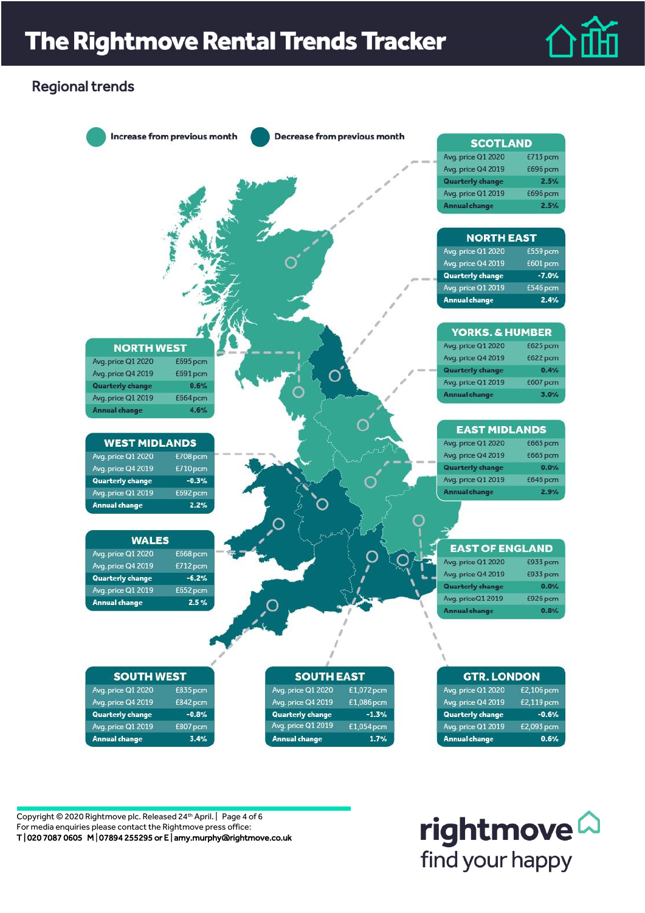# The Rightmove Rental Trends Tracker

## Regional trends

Increase from previous month | Decrease from previous month

### SCOTLAND

| | |
|---|---|
| Avg. price Q1 2020 | £713 pcm |
| Avg. price Q4 2019 | £696 pcm |
| **Quarterly change** | **2.5%** |
| Avg. price Q1 2019 | £696 pcm |
| **Annual change** | **2.5%** |

### NORTH EAST

| | |
|---|---|
| Avg. price Q1 2020 | £559 pcm |
| Avg. price Q4 2019 | £601 pcm |
| **Quarterly change** | **-7.0%** |
| Avg. price Q1 2019 | £546 pcm |
| **Annual change** | **2.4%** |

### YORKS. & HUMBER

| | |
|---|---|
| Avg. price Q1 2020 | £625 pcm |
| Avg. price Q4 2019 | £622 pcm |
| **Quarterly change** | **0.4%** |
| Avg. price Q1 2019 | £607 pcm |
| **Annual change** | **3.0%** |

### EAST MIDLANDS

| | |
|---|---|
| Avg. price Q1 2020 | £665 pcm |
| Avg. price Q4 2019 | £665 pcm |
| **Quarterly change** | **0.0%** |
| Avg. price Q1 2019 | £646 pcm |
| **Annual change** | **2.9%** |

### EAST OF ENGLAND

| | |
|---|---|
| Avg. price Q1 2020 | £933 pcm |
| Avg. price Q4 2019 | £933 pcm |
| **Quarterly change** | **0.0%** |
| Avg. priceQ1 2019 | £926 pcm |
| **Annual change** | **0.8%** |

### NORTH WEST

| | |
|---|---|
| Avg. price Q1 2020 | £695 pcm |
| Avg. price Q4 2019 | £691 pcm |
| **Quarterly change** | **0.6%** |
| Avg. price Q1 2019 | £664 pcm |
| **Annual change** | **4.6%** |

### WEST MIDLANDS

| | |
|---|---|
| Avg. price Q1 2020 | £708 pcm |
| Avg. price Q4 2019 | £710 pcm |
| **Quarterly change** | **-0.3%** |
| Avg. price Q1 2019 | £692 pcm |
| **Annual change** | **2.2%** |

### WALES

| | |
|---|---|
| Avg. price Q1 2020 | £568 pcm |
| Avg. price Q4 2019 | £712 pcm |
| **Quarterly change** | **-6.2%** |
| Avg. price Q1 2019 | £552 pcm |
| **Annual change** | **2.5 %** |

### SOUTH WEST

| | |
|---|---|
| Avg. price Q1 2020 | £835 pcm |
| Avg. price Q4 2019 | £842 pcm |
| **Quarterly change** | **-0.8%** |
| Avg. price Q1 2019 | £807 pcm |
| **Annual change** | **3.4%** |

### SOUTH EAST

| | |
|---|---|
| Avg. price Q1 2020 | £1,072 pcm |
| Avg. price Q4 2019 | £1,086 pcm |
| **Quarterly change** | **-1.3%** |
| Avg. price Q1 2019 | £1,054 pcm |
| **Annual change** | **1.7%** |

### GTR. LONDON

| | |
|---|---|
| Avg. price Q1 2020 | £2,106 pcm |
| Avg. price Q4 2019 | £2,119 pcm |
| **Quarterly change** | **-0.6%** |
| Avg. price Q1 2019 | £2,093 pcm |
| **Annual change** | **0.6%** |

Copyright © 2020 Rightmove plc. Released 24th April.
For media enquiries please contact the Rightmove press office:
T | 020 7087 0605 M | 07894 255295 or E | amy.murphy@rightmove.co.uk

rightmove
find your happy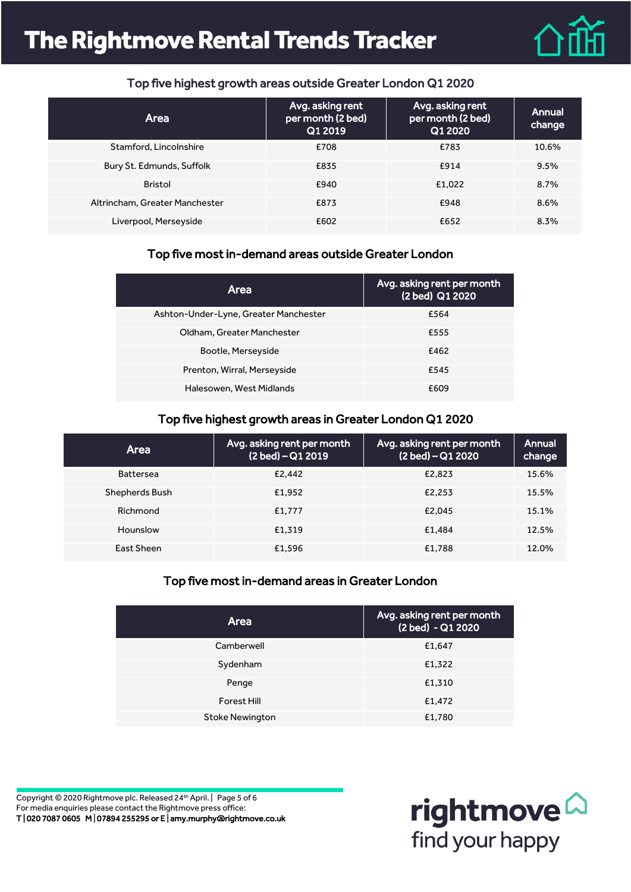# The Rightmove Rental Trends Tracker

### Top five highest growth areas outside Greater London Q1 2020

| Area | Avg. asking rent per month (2 bed) Q1 2019 | Avg. asking rent per month (2 bed) Q1 2020 | Annual change |
|---|---|---|---|
| Stamford, Lincolnshire | £708 | £783 | 10.6% |
| Bury St. Edmunds, Suffolk | £835 | £914 | 9.5% |
| Bristol | £940 | £1,022 | 8.7% |
| Altrincham, Greater Manchester | £873 | £948 | 8.6% |
| Liverpool, Merseyside | £602 | £652 | 8.3% |

### Top five most in-demand areas outside Greater London

| Area | Avg. asking rent per month (2 bed) Q1 2020 |
|---|---|
| Ashton-Under-Lyne, Greater Manchester | £564 |
| Oldham, Greater Manchester | £555 |
| Bootle, Merseyside | £462 |
| Prenton, Wirral, Merseyside | £545 |
| Halesowen, West Midlands | £609 |

### Top five highest growth areas in Greater London Q1 2020

| Area | Avg. asking rent per month (2 bed) – Q1 2019 | Avg. asking rent per month (2 bed) – Q1 2020 | Annual change |
|---|---|---|---|
| Battersea | £2,442 | £2,823 | 15.6% |
| Shepherds Bush | £1,952 | £2,253 | 15.5% |
| Richmond | £1,777 | £2,045 | 15.1% |
| Hounslow | £1,319 | £1,484 | 12.5% |
| East Sheen | £1,596 | £1,788 | 12.0% |

### Top five most in-demand areas in Greater London

| Area | Avg. asking rent per month (2 bed) - Q1 2020 |
|---|---|
| Camberwell | £1,647 |
| Sydenham | £1,322 |
| Penge | £1,310 |
| Forest Hill | £1,472 |
| Stoke Newington | £1,780 |

Copyright © 2020 Rightmove plc. Released 24th April.
For media enquiries please contact the Rightmove press office:
**T | 020 7087 0605 M | 07894 255295 or E | amy.murphy@rightmove.co.uk**

rightmove
find your happy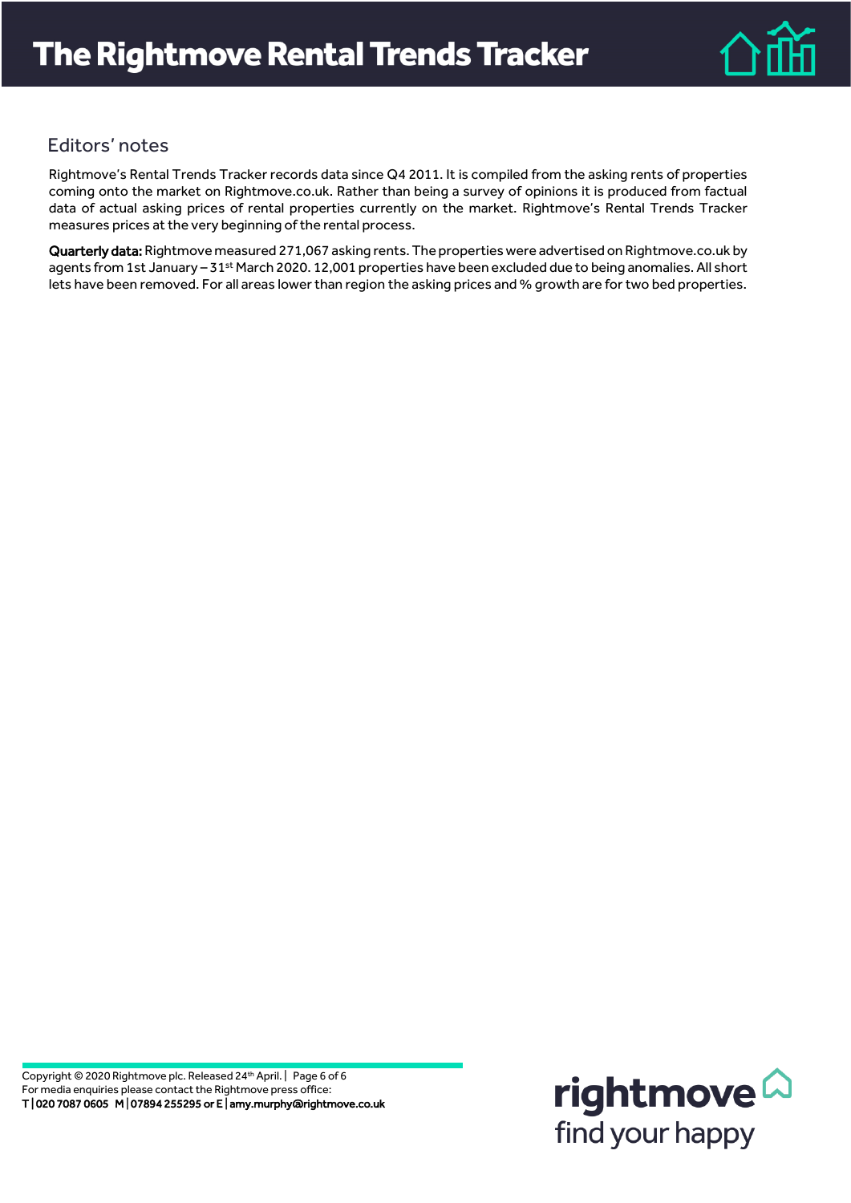## Editors' notes

Rightmove's Rental Trends Tracker records data since Q4 2011. It is compiled from the asking rents of properties coming onto the market on Rightmove.co.uk. Rather than being a survey of opinions it is produced from factual data of actual asking prices of rental properties currently on the market. Rightmove's Rental Trends Tracker measures prices at the very beginning of the rental process.

**Quarterly data:** Rightmove measured 271,067 asking rents. The properties were advertised on Rightmove.co.uk by agents from 1st January – 31st March 2020. 12,001 properties have been excluded due to being anomalies. All short lets have been removed. For all areas lower than region the asking prices and % growth are for two bed properties.

Copyright © 2020 Rightmove plc. Released 24th April.

For media enquiries please contact the Rightmove press office:

**T | 020 7087 0605 M | 07894 255295 or E | amy.murphy@rightmove.co.uk**